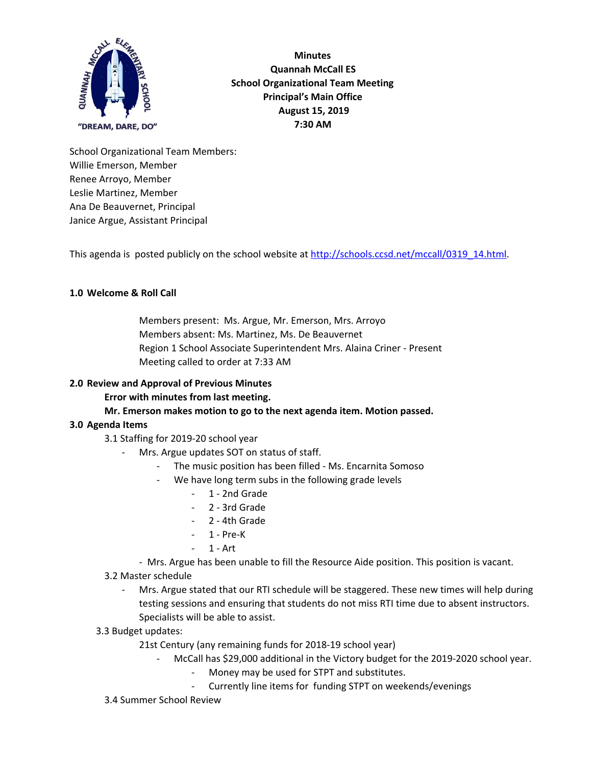"DREAM, DARE, DO"

**Minutes**
**Quannah McCall ES**
**School Organizational Team Meeting**
**Principal's Main Office**
**August 15, 2019**
**7:30 AM**

School Organizational Team Members:
Willie Emerson, Member
Renee Arroyo, Member
Leslie Martinez, Member
Ana De Beauvernet, Principal
Janice Argue, Assistant Principal

This agenda is posted publicly on the school website at [http://schools.ccsd.net/mccall/0319_14.html](http://schools.ccsd.net/mccall/0319_14.html).

## 1.0 Welcome & Roll Call

Members present: Ms. Argue, Mr. Emerson, Mrs. Arroyo
Members absent: Ms. Martinez, Ms. De Beauvernet
Region 1 School Associate Superintendent Mrs. Alaina Criner - Present
Meeting called to order at 7:33 AM

## 2.0 Review and Approval of Previous Minutes

**Error with minutes from last meeting.**
**Mr. Emerson makes motion to go to the next agenda item. Motion passed.**

## 3.0 Agenda Items

3.1 Staffing for 2019-20 school year

- Mrs. Argue updates SOT on status of staff.
  - The music position has been filled - Ms. Encarnita Somoso
  - We have long term subs in the following grade levels
    - 1 - 2nd Grade
    - 2 - 3rd Grade
    - 2 - 4th Grade
    - 1 - Pre-K
    - 1 - Art
- Mrs. Argue has been unable to fill the Resource Aide position. This position is vacant.

3.2 Master schedule

- Mrs. Argue stated that our RTI schedule will be staggered. These new times will help during testing sessions and ensuring that students do not miss RTI time due to absent instructors. Specialists will be able to assist.

3.3 Budget updates:

21st Century (any remaining funds for 2018-19 school year)

- McCall has $29,000 additional in the Victory budget for the 2019-2020 school year.
  - Money may be used for STPT and substitutes.
  - Currently line items for funding STPT on weekends/evenings

3.4 Summer School Review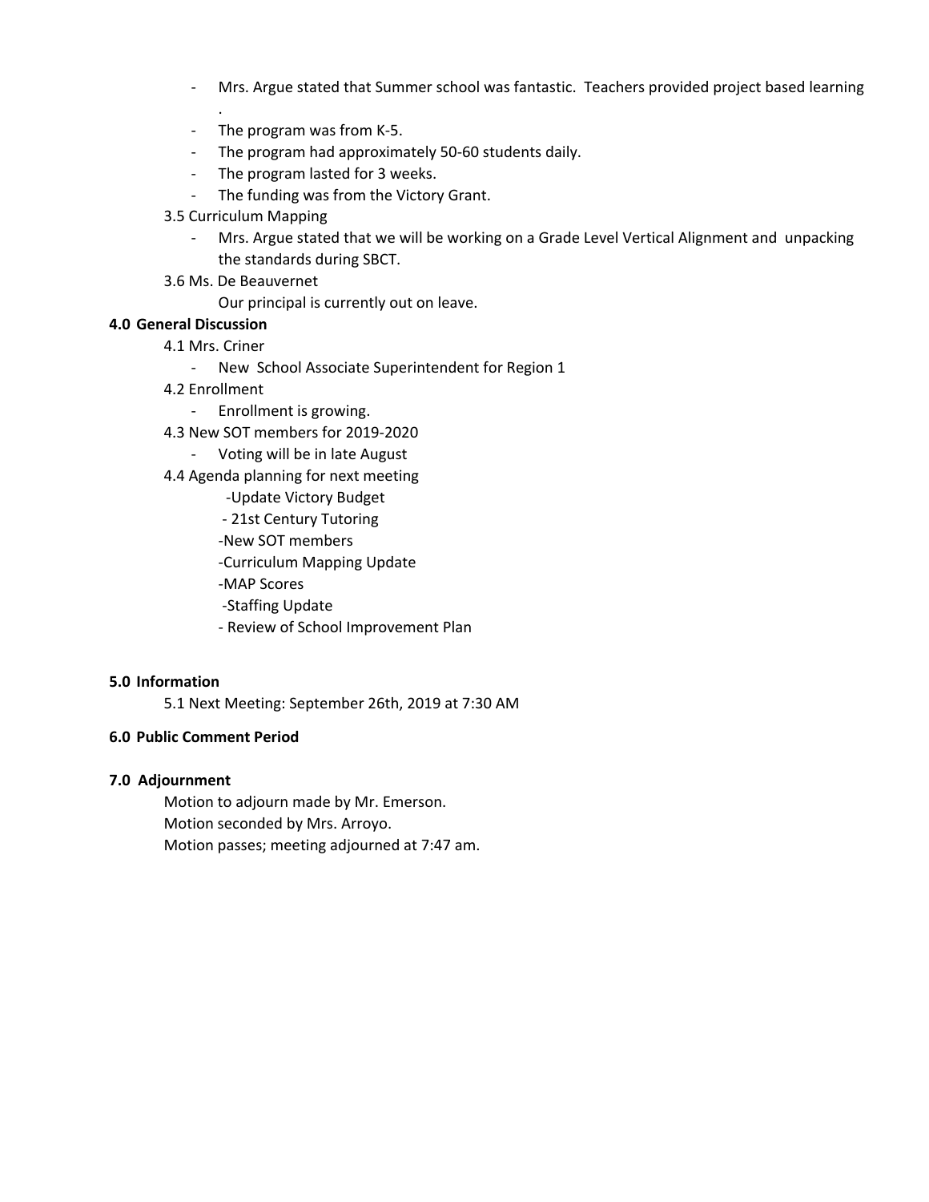- Mrs. Argue stated that Summer school was fantastic. Teachers provided project based learning .
- The program was from K-5.
- The program had approximately 50-60 students daily.
- The program lasted for 3 weeks.
- The funding was from the Victory Grant.

3.5 Curriculum Mapping

- Mrs. Argue stated that we will be working on a Grade Level Vertical Alignment and unpacking the standards during SBCT.

3.6 Ms. De Beauvernet

Our principal is currently out on leave.

**4.0 General Discussion**

4.1 Mrs. Criner

- New School Associate Superintendent for Region 1

4.2 Enrollment

- Enrollment is growing.

4.3 New SOT members for 2019-2020

- Voting will be in late August

4.4 Agenda planning for next meeting

- Update Victory Budget
- 21st Century Tutoring
- New SOT members
- Curriculum Mapping Update
- MAP Scores
- Staffing Update
- Review of School Improvement Plan

**5.0 Information**

5.1 Next Meeting: September 26th, 2019 at 7:30 AM

**6.0 Public Comment Period**

**7.0 Adjournment**

Motion to adjourn made by Mr. Emerson.
Motion seconded by Mrs. Arroyo.
Motion passes; meeting adjourned at 7:47 am.